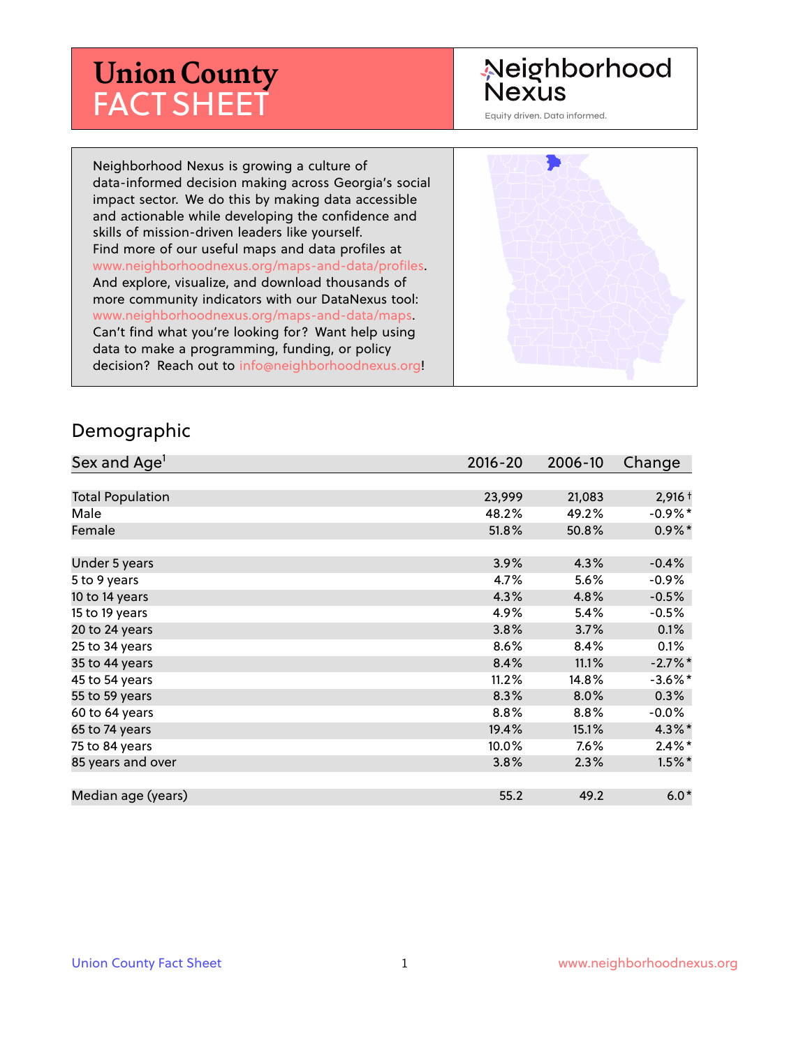# Union County FACT SHEET

Neighborhood Nexus

Equity driven. Data informed.

Neighborhood Nexus is growing a culture of data-informed decision making across Georgia's social impact sector. We do this by making data accessible and actionable while developing the confidence and skills of mission-driven leaders like yourself. Find more of our useful maps and data profiles at www.neighborhoodnexus.org/maps-and-data/profiles. And explore, visualize, and download thousands of more community indicators with our DataNexus tool: www.neighborhoodnexus.org/maps-and-data/maps. Can't find what you're looking for? Want help using data to make a programming, funding, or policy decision? Reach out to info@neighborhoodnexus.org!

## Demographic

| Sex and Age[1] | 2016-20 | 2006-10 | Change |
|---|---|---|---|
| Total Population | 23,999 | 21,083 | 2,916 † |
| Male | 48.2% | 49.2% | -0.9% * |
| Female | 51.8% | 50.8% | 0.9% * |
| | | | |
| Under 5 years | 3.9% | 4.3% | -0.4% |
| 5 to 9 years | 4.7% | 5.6% | -0.9% |
| 10 to 14 years | 4.3% | 4.8% | -0.5% |
| 15 to 19 years | 4.9% | 5.4% | -0.5% |
| 20 to 24 years | 3.8% | 3.7% | 0.1% |
| 25 to 34 years | 8.6% | 8.4% | 0.1% |
| 35 to 44 years | 8.4% | 11.1% | -2.7% * |
| 45 to 54 years | 11.2% | 14.8% | -3.6% * |
| 55 to 59 years | 8.3% | 8.0% | 0.3% |
| 60 to 64 years | 8.8% | 8.8% | -0.0% |
| 65 to 74 years | 19.4% | 15.1% | 4.3% * |
| 75 to 84 years | 10.0% | 7.6% | 2.4% * |
| 85 years and over | 3.8% | 2.3% | 1.5% * |
| | | | |
| Median age (years) | 55.2 | 49.2 | 6.0 * |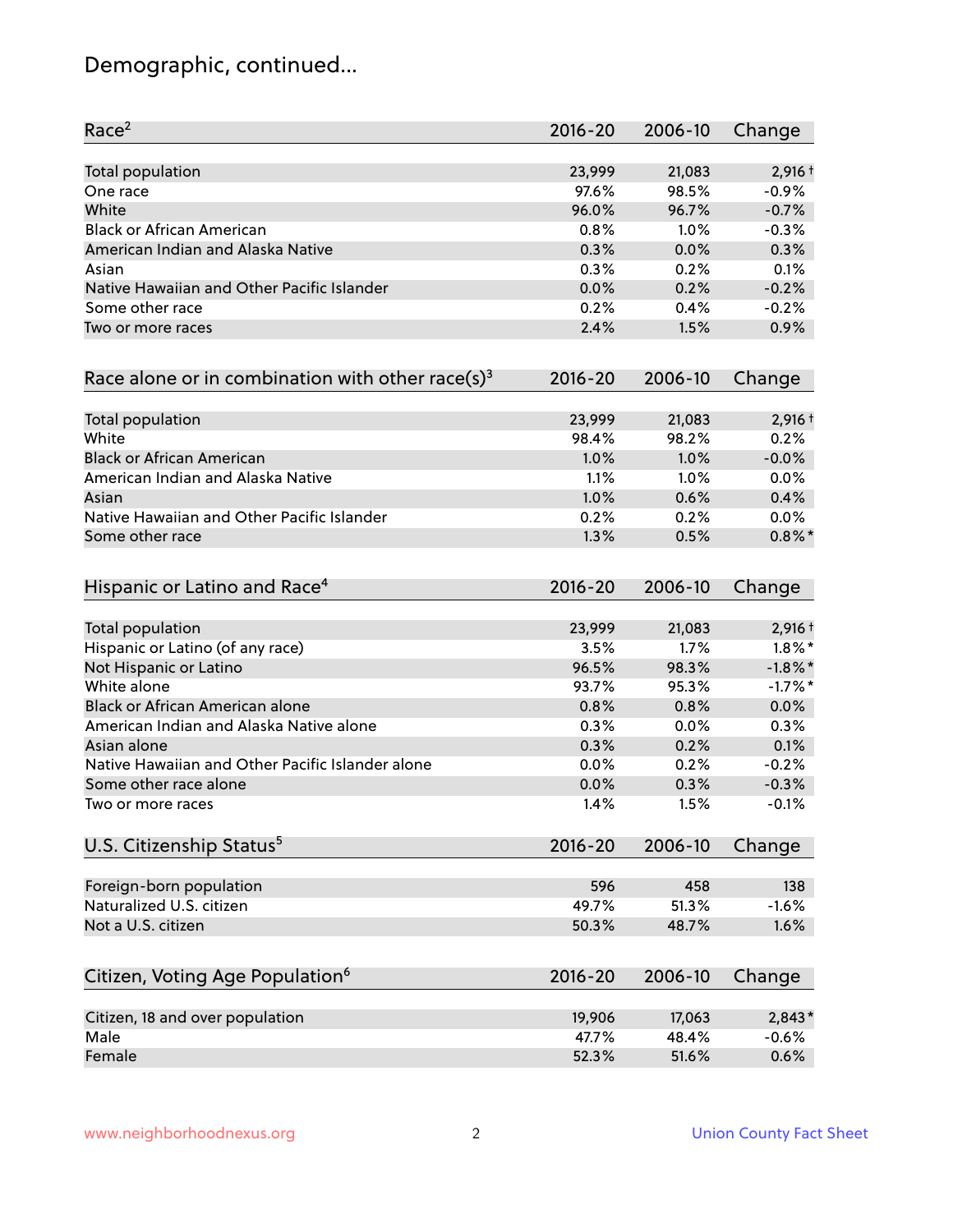# Demographic, continued...

| Race[2] | 2016-20 | 2006-10 | Change |
|---|---|---|---|
| Total population | 23,999 | 21,083 | 2,916† |
| One race | 97.6% | 98.5% | -0.9% |
| White | 96.0% | 96.7% | -0.7% |
| Black or African American | 0.8% | 1.0% | -0.3% |
| American Indian and Alaska Native | 0.3% | 0.0% | 0.3% |
| Asian | 0.3% | 0.2% | 0.1% |
| Native Hawaiian and Other Pacific Islander | 0.0% | 0.2% | -0.2% |
| Some other race | 0.2% | 0.4% | -0.2% |
| Two or more races | 2.4% | 1.5% | 0.9% |

| Race alone or in combination with other race(s)[3] | 2016-20 | 2006-10 | Change |
|---|---|---|---|
| Total population | 23,999 | 21,083 | 2,916† |
| White | 98.4% | 98.2% | 0.2% |
| Black or African American | 1.0% | 1.0% | -0.0% |
| American Indian and Alaska Native | 1.1% | 1.0% | 0.0% |
| Asian | 1.0% | 0.6% | 0.4% |
| Native Hawaiian and Other Pacific Islander | 0.2% | 0.2% | 0.0% |
| Some other race | 1.3% | 0.5% | 0.8%* |

| Hispanic or Latino and Race[4] | 2016-20 | 2006-10 | Change |
|---|---|---|---|
| Total population | 23,999 | 21,083 | 2,916† |
| Hispanic or Latino (of any race) | 3.5% | 1.7% | 1.8%* |
| Not Hispanic or Latino | 96.5% | 98.3% | -1.8%* |
| White alone | 93.7% | 95.3% | -1.7%* |
| Black or African American alone | 0.8% | 0.8% | 0.0% |
| American Indian and Alaska Native alone | 0.3% | 0.0% | 0.3% |
| Asian alone | 0.3% | 0.2% | 0.1% |
| Native Hawaiian and Other Pacific Islander alone | 0.0% | 0.2% | -0.2% |
| Some other race alone | 0.0% | 0.3% | -0.3% |
| Two or more races | 1.4% | 1.5% | -0.1% |

| U.S. Citizenship Status[5] | 2016-20 | 2006-10 | Change |
|---|---|---|---|
| Foreign-born population | 596 | 458 | 138 |
| Naturalized U.S. citizen | 49.7% | 51.3% | -1.6% |
| Not a U.S. citizen | 50.3% | 48.7% | 1.6% |

| Citizen, Voting Age Population[6] | 2016-20 | 2006-10 | Change |
|---|---|---|---|
| Citizen, 18 and over population | 19,906 | 17,063 | 2,843* |
| Male | 47.7% | 48.4% | -0.6% |
| Female | 52.3% | 51.6% | 0.6% |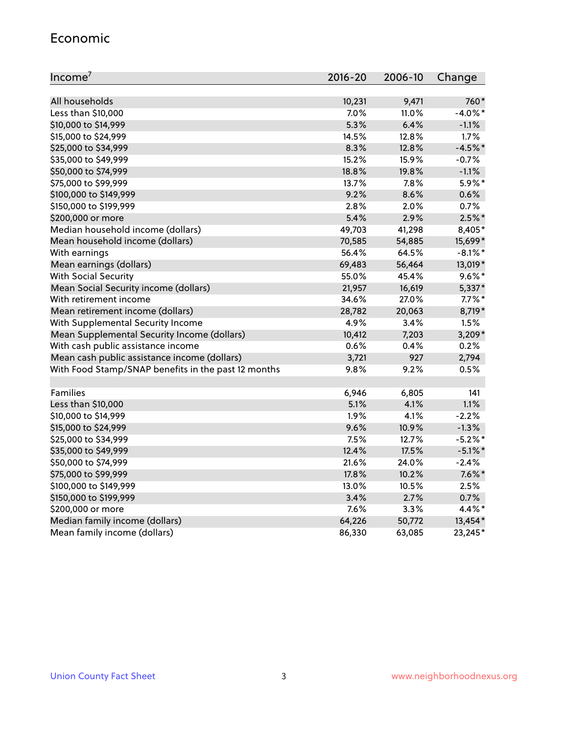## Economic

| Income[7] | 2016-20 | 2006-10 | Change |
|---|---|---|---|
| All households | 10,231 | 9,471 | 760* |
| Less than $10,000 | 7.0% | 11.0% | -4.0%* |
| $10,000 to $14,999 | 5.3% | 6.4% | -1.1% |
| $15,000 to $24,999 | 14.5% | 12.8% | 1.7% |
| $25,000 to $34,999 | 8.3% | 12.8% | -4.5%* |
| $35,000 to $49,999 | 15.2% | 15.9% | -0.7% |
| $50,000 to $74,999 | 18.8% | 19.8% | -1.1% |
| $75,000 to $99,999 | 13.7% | 7.8% | 5.9%* |
| $100,000 to $149,999 | 9.2% | 8.6% | 0.6% |
| $150,000 to $199,999 | 2.8% | 2.0% | 0.7% |
| $200,000 or more | 5.4% | 2.9% | 2.5%* |
| Median household income (dollars) | 49,703 | 41,298 | 8,405* |
| Mean household income (dollars) | 70,585 | 54,885 | 15,699* |
| With earnings | 56.4% | 64.5% | -8.1%* |
| Mean earnings (dollars) | 69,483 | 56,464 | 13,019* |
| With Social Security | 55.0% | 45.4% | 9.6%* |
| Mean Social Security income (dollars) | 21,957 | 16,619 | 5,337* |
| With retirement income | 34.6% | 27.0% | 7.7%* |
| Mean retirement income (dollars) | 28,782 | 20,063 | 8,719* |
| With Supplemental Security Income | 4.9% | 3.4% | 1.5% |
| Mean Supplemental Security Income (dollars) | 10,412 | 7,203 | 3,209* |
| With cash public assistance income | 0.6% | 0.4% | 0.2% |
| Mean cash public assistance income (dollars) | 3,721 | 927 | 2,794 |
| With Food Stamp/SNAP benefits in the past 12 months | 9.8% | 9.2% | 0.5% |
| | | | |
| Families | 6,946 | 6,805 | 141 |
| Less than $10,000 | 5.1% | 4.1% | 1.1% |
| $10,000 to $14,999 | 1.9% | 4.1% | -2.2% |
| $15,000 to $24,999 | 9.6% | 10.9% | -1.3% |
| $25,000 to $34,999 | 7.5% | 12.7% | -5.2%* |
| $35,000 to $49,999 | 12.4% | 17.5% | -5.1%* |
| $50,000 to $74,999 | 21.6% | 24.0% | -2.4% |
| $75,000 to $99,999 | 17.8% | 10.2% | 7.6%* |
| $100,000 to $149,999 | 13.0% | 10.5% | 2.5% |
| $150,000 to $199,999 | 3.4% | 2.7% | 0.7% |
| $200,000 or more | 7.6% | 3.3% | 4.4%* |
| Median family income (dollars) | 64,226 | 50,772 | 13,454* |
| Mean family income (dollars) | 86,330 | 63,085 | 23,245* |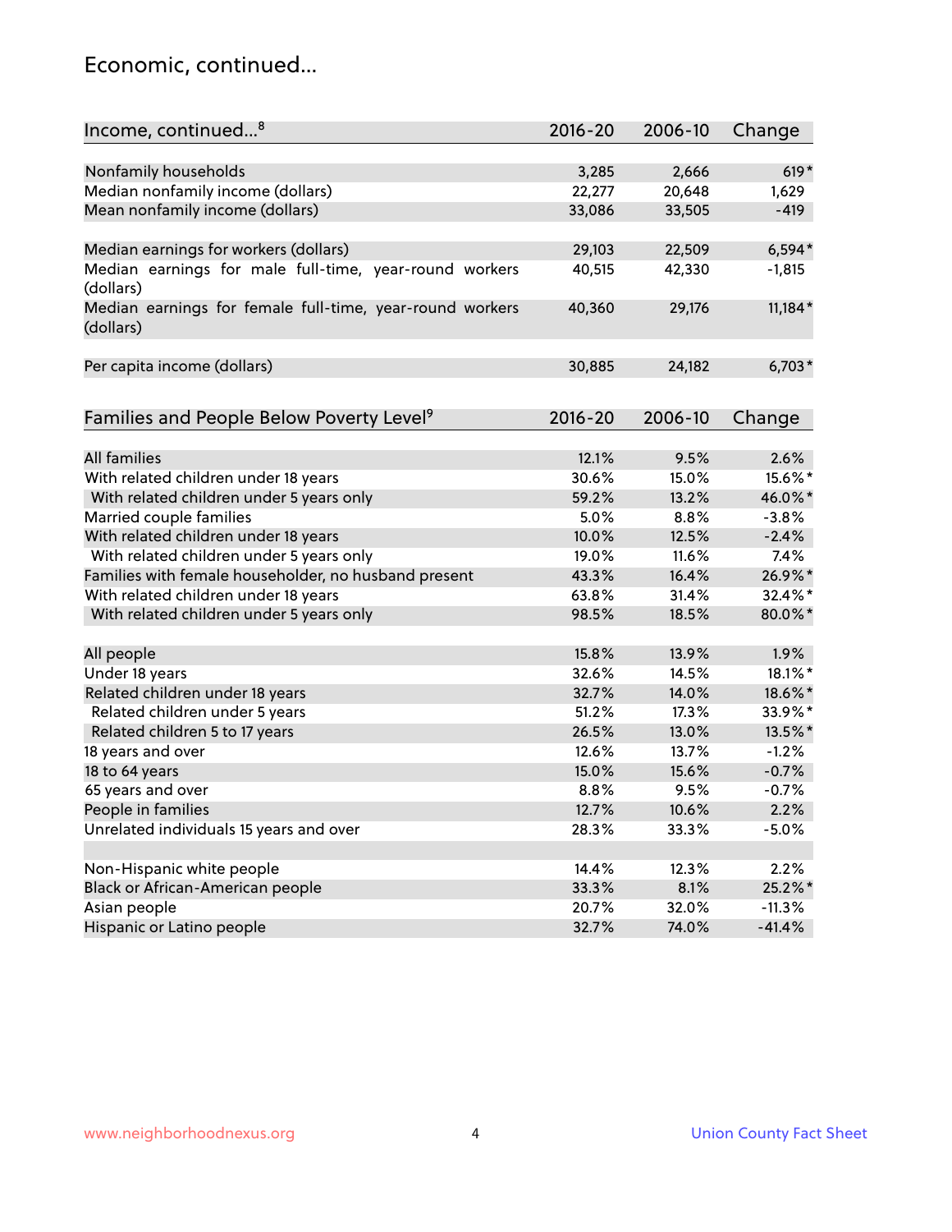## Economic, continued...

| Income, continued...[8] | 2016-20 | 2006-10 | Change |
|---|---|---|---|
| Nonfamily households | 3,285 | 2,666 | 619* |
| Median nonfamily income (dollars) | 22,277 | 20,648 | 1,629 |
| Mean nonfamily income (dollars) | 33,086 | 33,505 | -419 |
| | | | |
| Median earnings for workers (dollars) | 29,103 | 22,509 | 6,594* |
| Median earnings for male full-time, year-round workers (dollars) | 40,515 | 42,330 | -1,815 |
| Median earnings for female full-time, year-round workers (dollars) | 40,360 | 29,176 | 11,184* |
| | | | |
| Per capita income (dollars) | 30,885 | 24,182 | 6,703* |

| Families and People Below Poverty Level[9] | 2016-20 | 2006-10 | Change |
|---|---|---|---|
| All families | 12.1% | 9.5% | 2.6% |
| With related children under 18 years | 30.6% | 15.0% | 15.6%* |
| With related children under 5 years only | 59.2% | 13.2% | 46.0%* |
| Married couple families | 5.0% | 8.8% | -3.8% |
| With related children under 18 years | 10.0% | 12.5% | -2.4% |
| With related children under 5 years only | 19.0% | 11.6% | 7.4% |
| Families with female householder, no husband present | 43.3% | 16.4% | 26.9%* |
| With related children under 18 years | 63.8% | 31.4% | 32.4%* |
| With related children under 5 years only | 98.5% | 18.5% | 80.0%* |
| | | | |
| All people | 15.8% | 13.9% | 1.9% |
| Under 18 years | 32.6% | 14.5% | 18.1%* |
| Related children under 18 years | 32.7% | 14.0% | 18.6%* |
| Related children under 5 years | 51.2% | 17.3% | 33.9%* |
| Related children 5 to 17 years | 26.5% | 13.0% | 13.5%* |
| 18 years and over | 12.6% | 13.7% | -1.2% |
| 18 to 64 years | 15.0% | 15.6% | -0.7% |
| 65 years and over | 8.8% | 9.5% | -0.7% |
| People in families | 12.7% | 10.6% | 2.2% |
| Unrelated individuals 15 years and over | 28.3% | 33.3% | -5.0% |
| | | | |
| Non-Hispanic white people | 14.4% | 12.3% | 2.2% |
| Black or African-American people | 33.3% | 8.1% | 25.2%* |
| Asian people | 20.7% | 32.0% | -11.3% |
| Hispanic or Latino people | 32.7% | 74.0% | -41.4% |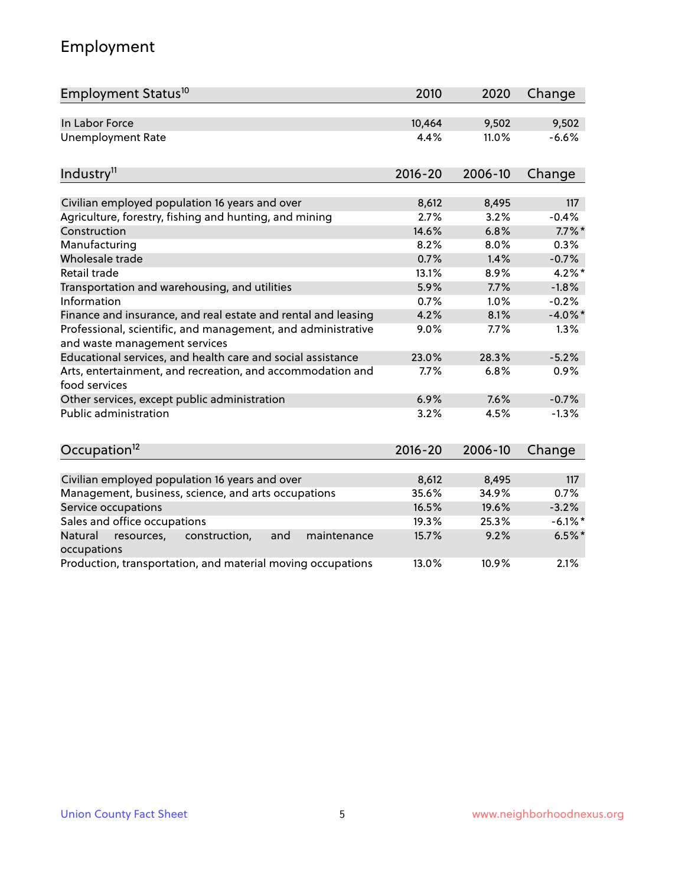# Employment

| Employment Status[10] | 2010 | 2020 | Change |
|---|---|---|---|
| In Labor Force | 10,464 | 9,502 | 9,502 |
| Unemployment Rate | 4.4% | 11.0% | -6.6% |

| Industry[11] | 2016-20 | 2006-10 | Change |
|---|---|---|---|
| Civilian employed population 16 years and over | 8,612 | 8,495 | 117 |
| Agriculture, forestry, fishing and hunting, and mining | 2.7% | 3.2% | -0.4% |
| Construction | 14.6% | 6.8% | 7.7%* |
| Manufacturing | 8.2% | 8.0% | 0.3% |
| Wholesale trade | 0.7% | 1.4% | -0.7% |
| Retail trade | 13.1% | 8.9% | 4.2%* |
| Transportation and warehousing, and utilities | 5.9% | 7.7% | -1.8% |
| Information | 0.7% | 1.0% | -0.2% |
| Finance and insurance, and real estate and rental and leasing | 4.2% | 8.1% | -4.0%* |
| Professional, scientific, and management, and administrative and waste management services | 9.0% | 7.7% | 1.3% |
| Educational services, and health care and social assistance | 23.0% | 28.3% | -5.2% |
| Arts, entertainment, and recreation, and accommodation and food services | 7.7% | 6.8% | 0.9% |
| Other services, except public administration | 6.9% | 7.6% | -0.7% |
| Public administration | 3.2% | 4.5% | -1.3% |

| Occupation[12] | 2016-20 | 2006-10 | Change |
|---|---|---|---|
| Civilian employed population 16 years and over | 8,612 | 8,495 | 117 |
| Management, business, science, and arts occupations | 35.6% | 34.9% | 0.7% |
| Service occupations | 16.5% | 19.6% | -3.2% |
| Sales and office occupations | 19.3% | 25.3% | -6.1%* |
| Natural resources, construction, and maintenance occupations | 15.7% | 9.2% | 6.5%* |
| Production, transportation, and material moving occupations | 13.0% | 10.9% | 2.1% |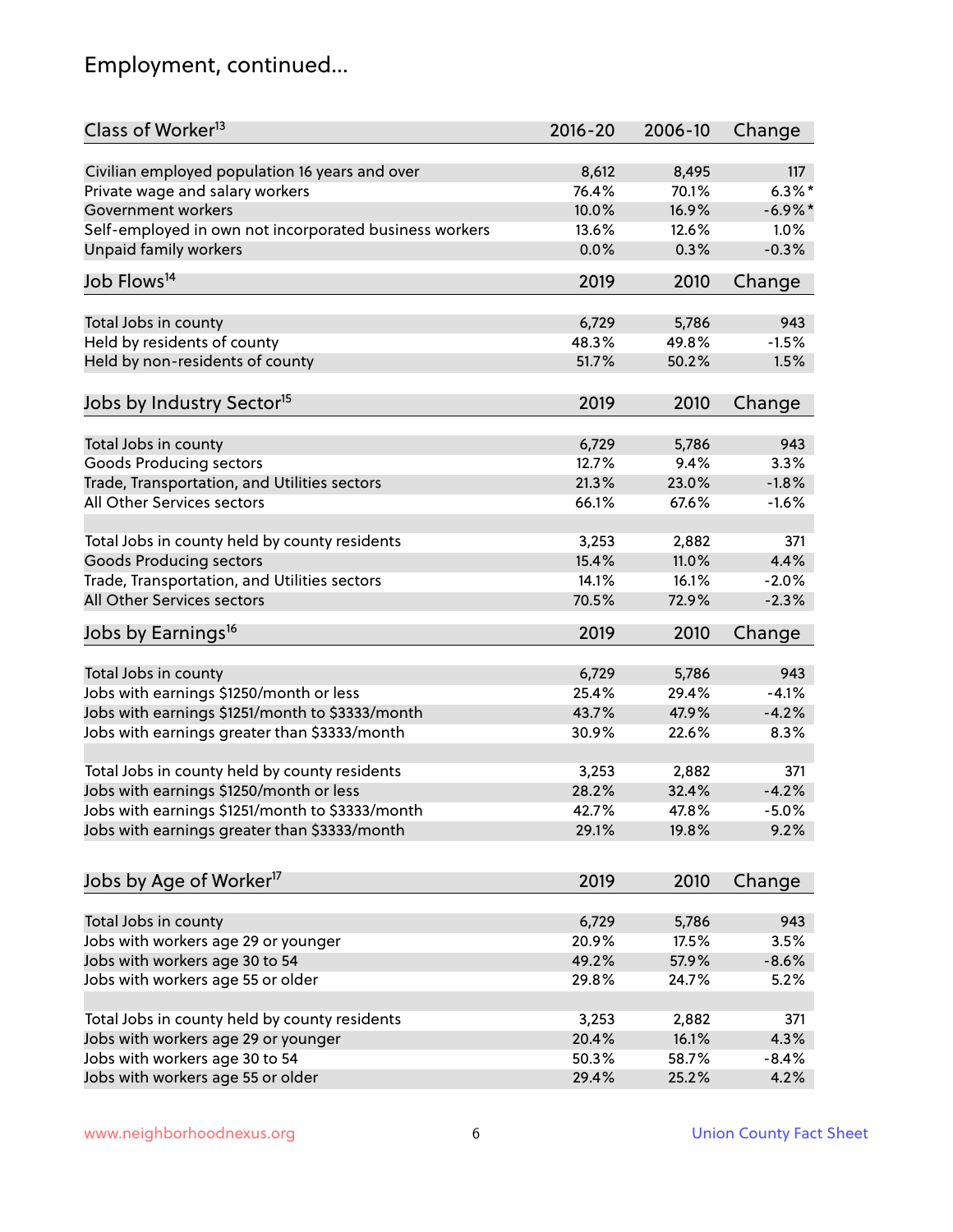# Employment, continued...

| Class of Worker[13] | 2016-20 | 2006-10 | Change |
|---|---|---|---|
| Civilian employed population 16 years and over | 8,612 | 8,495 | 117 |
| Private wage and salary workers | 76.4% | 70.1% | 6.3%* |
| Government workers | 10.0% | 16.9% | -6.9%* |
| Self-employed in own not incorporated business workers | 13.6% | 12.6% | 1.0% |
| Unpaid family workers | 0.0% | 0.3% | -0.3% |

| Job Flows[14] | 2019 | 2010 | Change |
|---|---|---|---|
| Total Jobs in county | 6,729 | 5,786 | 943 |
| Held by residents of county | 48.3% | 49.8% | -1.5% |
| Held by non-residents of county | 51.7% | 50.2% | 1.5% |

| Jobs by Industry Sector[15] | 2019 | 2010 | Change |
|---|---|---|---|
| Total Jobs in county | 6,729 | 5,786 | 943 |
| Goods Producing sectors | 12.7% | 9.4% | 3.3% |
| Trade, Transportation, and Utilities sectors | 21.3% | 23.0% | -1.8% |
| All Other Services sectors | 66.1% | 67.6% | -1.6% |
| | | | |
| Total Jobs in county held by county residents | 3,253 | 2,882 | 371 |
| Goods Producing sectors | 15.4% | 11.0% | 4.4% |
| Trade, Transportation, and Utilities sectors | 14.1% | 16.1% | -2.0% |
| All Other Services sectors | 70.5% | 72.9% | -2.3% |

| Jobs by Earnings[16] | 2019 | 2010 | Change |
|---|---|---|---|
| Total Jobs in county | 6,729 | 5,786 | 943 |
| Jobs with earnings $1250/month or less | 25.4% | 29.4% | -4.1% |
| Jobs with earnings $1251/month to $3333/month | 43.7% | 47.9% | -4.2% |
| Jobs with earnings greater than $3333/month | 30.9% | 22.6% | 8.3% |
| | | | |
| Total Jobs in county held by county residents | 3,253 | 2,882 | 371 |
| Jobs with earnings $1250/month or less | 28.2% | 32.4% | -4.2% |
| Jobs with earnings $1251/month to $3333/month | 42.7% | 47.8% | -5.0% |
| Jobs with earnings greater than $3333/month | 29.1% | 19.8% | 9.2% |

| Jobs by Age of Worker[17] | 2019 | 2010 | Change |
|---|---|---|---|
| Total Jobs in county | 6,729 | 5,786 | 943 |
| Jobs with workers age 29 or younger | 20.9% | 17.5% | 3.5% |
| Jobs with workers age 30 to 54 | 49.2% | 57.9% | -8.6% |
| Jobs with workers age 55 or older | 29.8% | 24.7% | 5.2% |
| | | | |
| Total Jobs in county held by county residents | 3,253 | 2,882 | 371 |
| Jobs with workers age 29 or younger | 20.4% | 16.1% | 4.3% |
| Jobs with workers age 30 to 54 | 50.3% | 58.7% | -8.4% |
| Jobs with workers age 55 or older | 29.4% | 25.2% | 4.2% |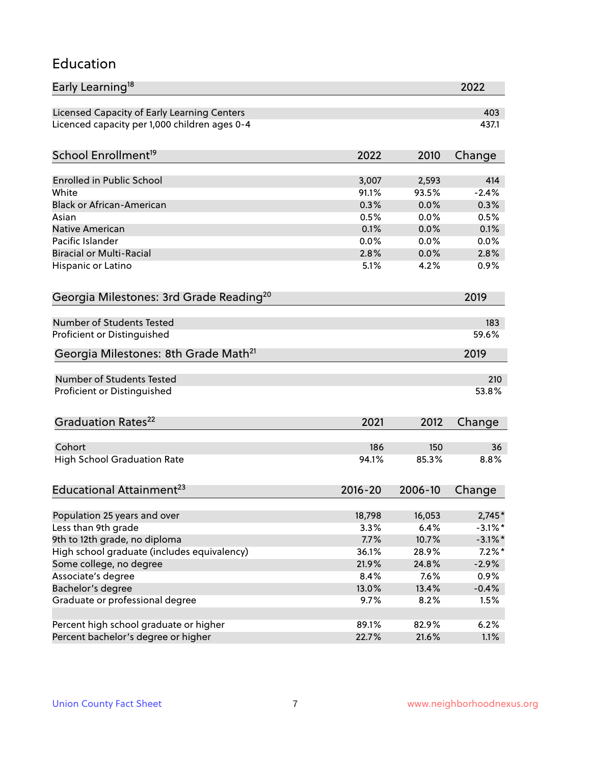## Education

| Early Learning[18] | 2022 |
|---|---|
| Licensed Capacity of Early Learning Centers | 403 |
| Licenced capacity per 1,000 children ages 0-4 | 437.1 |

| School Enrollment[19] | 2022 | 2010 | Change |
|---|---|---|---|
| Enrolled in Public School | 3,007 | 2,593 | 414 |
| White | 91.1% | 93.5% | -2.4% |
| Black or African-American | 0.3% | 0.0% | 0.3% |
| Asian | 0.5% | 0.0% | 0.5% |
| Native American | 0.1% | 0.0% | 0.1% |
| Pacific Islander | 0.0% | 0.0% | 0.0% |
| Biracial or Multi-Racial | 2.8% | 0.0% | 2.8% |
| Hispanic or Latino | 5.1% | 4.2% | 0.9% |

| Georgia Milestones: 3rd Grade Reading[20] | 2019 |
|---|---|
| Number of Students Tested | 183 |
| Proficient or Distinguished | 59.6% |

| Georgia Milestones: 8th Grade Math[21] | 2019 |
|---|---|
| Number of Students Tested | 210 |
| Proficient or Distinguished | 53.8% |

| Graduation Rates[22] | 2021 | 2012 | Change |
|---|---|---|---|
| Cohort | 186 | 150 | 36 |
| High School Graduation Rate | 94.1% | 85.3% | 8.8% |

| Educational Attainment[23] | 2016-20 | 2006-10 | Change |
|---|---|---|---|
| Population 25 years and over | 18,798 | 16,053 | 2,745* |
| Less than 9th grade | 3.3% | 6.4% | -3.1%* |
| 9th to 12th grade, no diploma | 7.7% | 10.7% | -3.1%* |
| High school graduate (includes equivalency) | 36.1% | 28.9% | 7.2%* |
| Some college, no degree | 21.9% | 24.8% | -2.9% |
| Associate's degree | 8.4% | 7.6% | 0.9% |
| Bachelor's degree | 13.0% | 13.4% | -0.4% |
| Graduate or professional degree | 9.7% | 8.2% | 1.5% |
| | | | |
| Percent high school graduate or higher | 89.1% | 82.9% | 6.2% |
| Percent bachelor's degree or higher | 22.7% | 21.6% | 1.1% |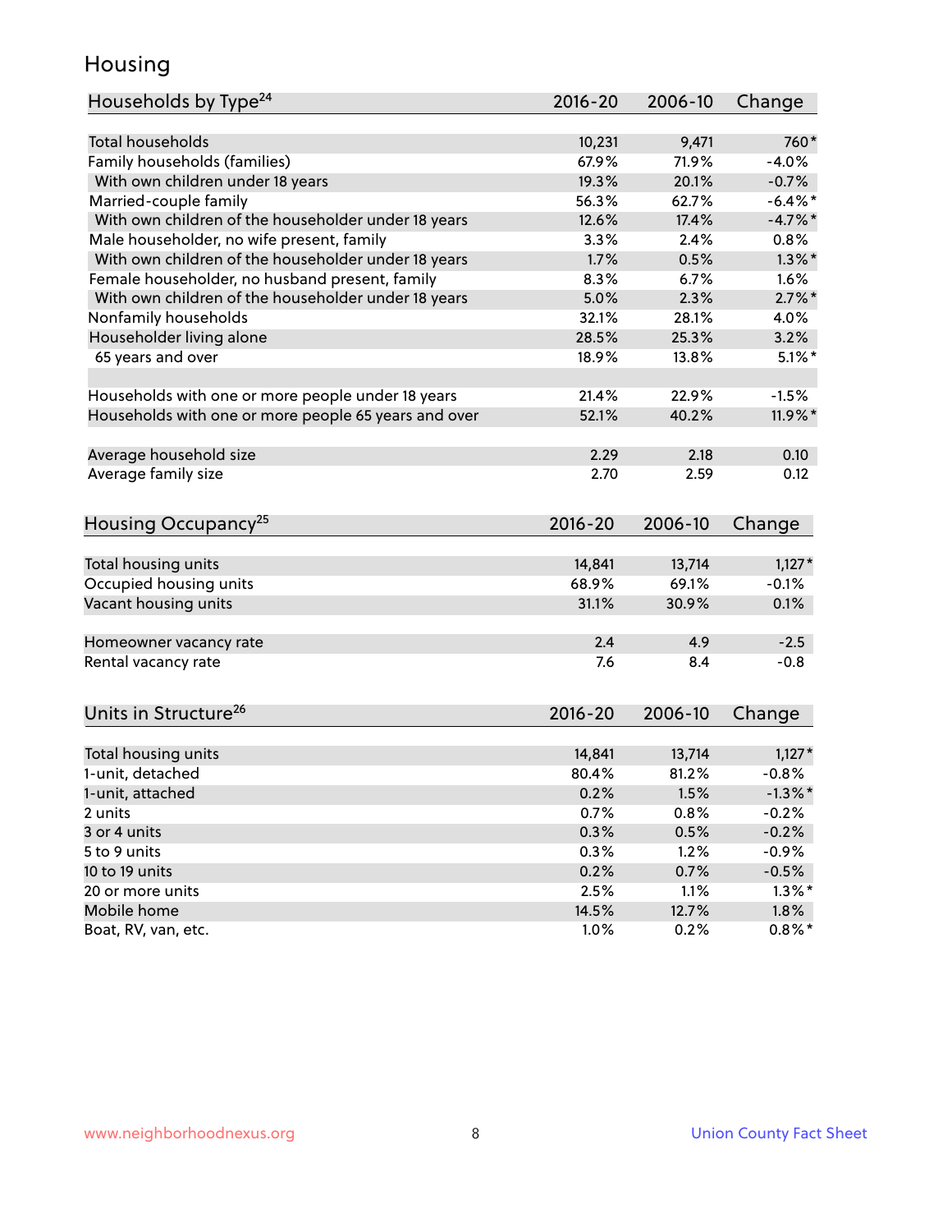# Housing

| Households by Type[24] | 2016-20 | 2006-10 | Change |
|---|---|---|---|
| Total households | 10,231 | 9,471 | 760* |
| Family households (families) | 67.9% | 71.9% | -4.0% |
| With own children under 18 years | 19.3% | 20.1% | -0.7% |
| Married-couple family | 56.3% | 62.7% | -6.4%* |
| With own children of the householder under 18 years | 12.6% | 17.4% | -4.7%* |
| Male householder, no wife present, family | 3.3% | 2.4% | 0.8% |
| With own children of the householder under 18 years | 1.7% | 0.5% | 1.3%* |
| Female householder, no husband present, family | 8.3% | 6.7% | 1.6% |
| With own children of the householder under 18 years | 5.0% | 2.3% | 2.7%* |
| Nonfamily households | 32.1% | 28.1% | 4.0% |
| Householder living alone | 28.5% | 25.3% | 3.2% |
| 65 years and over | 18.9% | 13.8% | 5.1%* |
| | | | |
| Households with one or more people under 18 years | 21.4% | 22.9% | -1.5% |
| Households with one or more people 65 years and over | 52.1% | 40.2% | 11.9%* |
| | | | |
| Average household size | 2.29 | 2.18 | 0.10 |
| Average family size | 2.70 | 2.59 | 0.12 |

| Housing Occupancy[25] | 2016-20 | 2006-10 | Change |
|---|---|---|---|
| Total housing units | 14,841 | 13,714 | 1,127* |
| Occupied housing units | 68.9% | 69.1% | -0.1% |
| Vacant housing units | 31.1% | 30.9% | 0.1% |
| | | | |
| Homeowner vacancy rate | 2.4 | 4.9 | -2.5 |
| Rental vacancy rate | 7.6 | 8.4 | -0.8 |

| Units in Structure[26] | 2016-20 | 2006-10 | Change |
|---|---|---|---|
| Total housing units | 14,841 | 13,714 | 1,127* |
| 1-unit, detached | 80.4% | 81.2% | -0.8% |
| 1-unit, attached | 0.2% | 1.5% | -1.3%* |
| 2 units | 0.7% | 0.8% | -0.2% |
| 3 or 4 units | 0.3% | 0.5% | -0.2% |
| 5 to 9 units | 0.3% | 1.2% | -0.9% |
| 10 to 19 units | 0.2% | 0.7% | -0.5% |
| 20 or more units | 2.5% | 1.1% | 1.3%* |
| Mobile home | 14.5% | 12.7% | 1.8% |
| Boat, RV, van, etc. | 1.0% | 0.2% | 0.8%* |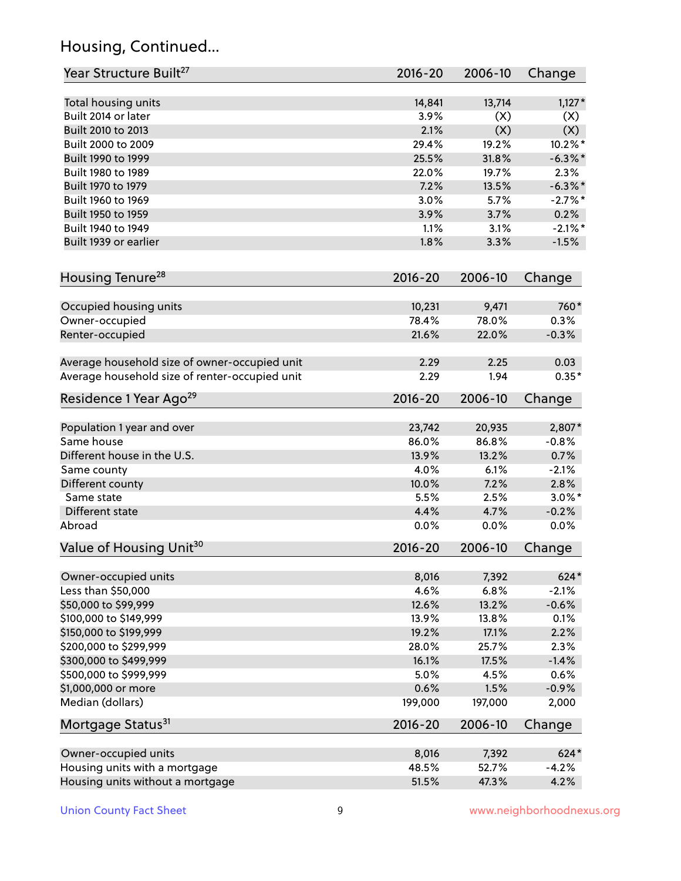## Housing, Continued...

| Year Structure Built[27] | 2016-20 | 2006-10 | Change |
|---|---|---|---|
| Total housing units | 14,841 | 13,714 | 1,127* |
| Built 2014 or later | 3.9% | (X) | (X) |
| Built 2010 to 2013 | 2.1% | (X) | (X) |
| Built 2000 to 2009 | 29.4% | 19.2% | 10.2%* |
| Built 1990 to 1999 | 25.5% | 31.8% | -6.3%* |
| Built 1980 to 1989 | 22.0% | 19.7% | 2.3% |
| Built 1970 to 1979 | 7.2% | 13.5% | -6.3%* |
| Built 1960 to 1969 | 3.0% | 5.7% | -2.7%* |
| Built 1950 to 1959 | 3.9% | 3.7% | 0.2% |
| Built 1940 to 1949 | 1.1% | 3.1% | -2.1%* |
| Built 1939 or earlier | 1.8% | 3.3% | -1.5% |

| Housing Tenure[28] | 2016-20 | 2006-10 | Change |
|---|---|---|---|
| Occupied housing units | 10,231 | 9,471 | 760* |
| Owner-occupied | 78.4% | 78.0% | 0.3% |
| Renter-occupied | 21.6% | 22.0% | -0.3% |
| Average household size of owner-occupied unit | 2.29 | 2.25 | 0.03 |
| Average household size of renter-occupied unit | 2.29 | 1.94 | 0.35* |

| Residence 1 Year Ago[29] | 2016-20 | 2006-10 | Change |
|---|---|---|---|
| Population 1 year and over | 23,742 | 20,935 | 2,807* |
| Same house | 86.0% | 86.8% | -0.8% |
| Different house in the U.S. | 13.9% | 13.2% | 0.7% |
| Same county | 4.0% | 6.1% | -2.1% |
| Different county | 10.0% | 7.2% | 2.8% |
| Same state | 5.5% | 2.5% | 3.0%* |
| Different state | 4.4% | 4.7% | -0.2% |
| Abroad | 0.0% | 0.0% | 0.0% |

| Value of Housing Unit[30] | 2016-20 | 2006-10 | Change |
|---|---|---|---|
| Owner-occupied units | 8,016 | 7,392 | 624* |
| Less than $50,000 | 4.6% | 6.8% | -2.1% |
| $50,000 to $99,999 | 12.6% | 13.2% | -0.6% |
| $100,000 to $149,999 | 13.9% | 13.8% | 0.1% |
| $150,000 to $199,999 | 19.2% | 17.1% | 2.2% |
| $200,000 to $299,999 | 28.0% | 25.7% | 2.3% |
| $300,000 to $499,999 | 16.1% | 17.5% | -1.4% |
| $500,000 to $999,999 | 5.0% | 4.5% | 0.6% |
| $1,000,000 or more | 0.6% | 1.5% | -0.9% |
| Median (dollars) | 199,000 | 197,000 | 2,000 |

| Mortgage Status[31] | 2016-20 | 2006-10 | Change |
|---|---|---|---|
| Owner-occupied units | 8,016 | 7,392 | 624* |
| Housing units with a mortgage | 48.5% | 52.7% | -4.2% |
| Housing units without a mortgage | 51.5% | 47.3% | 4.2% |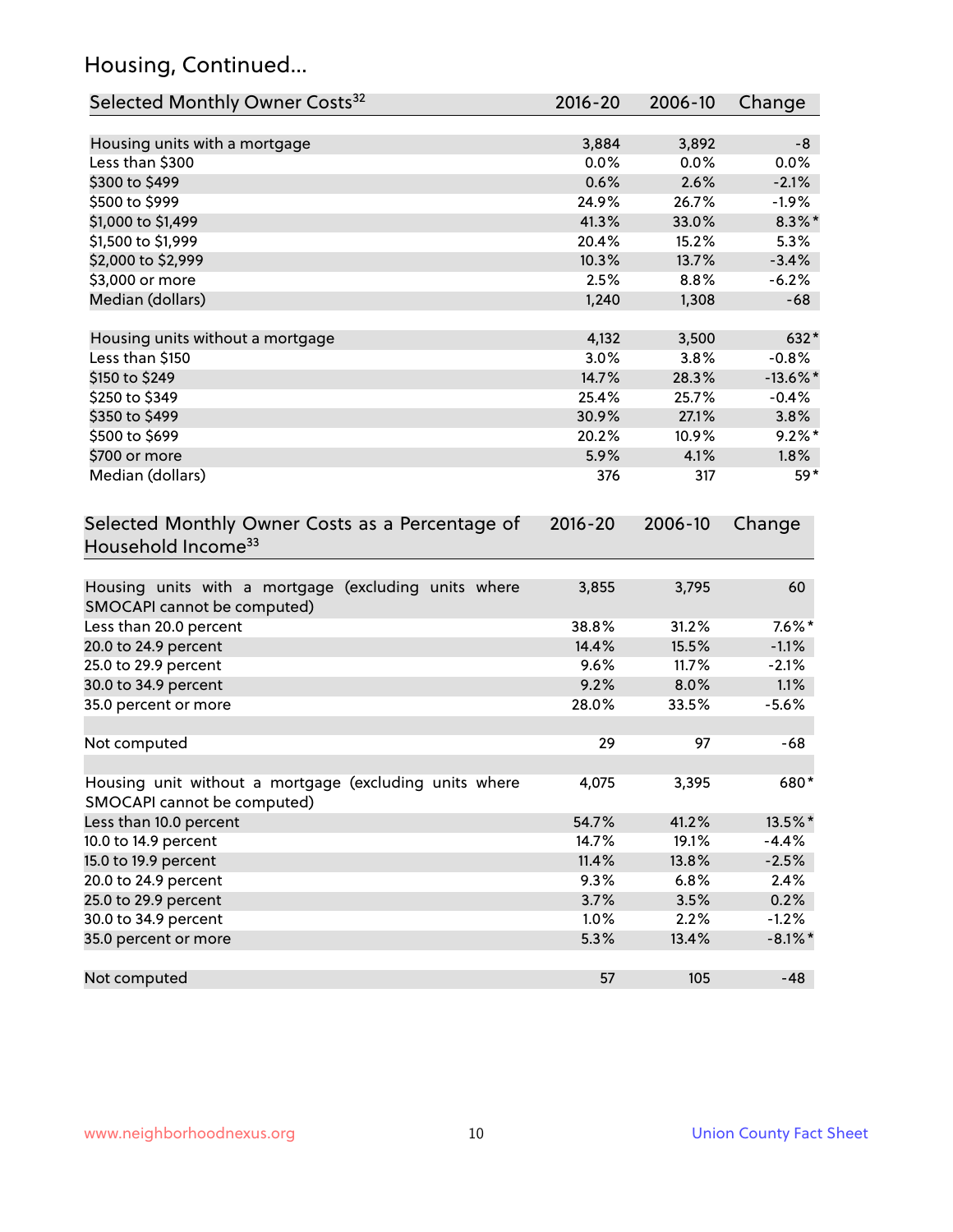## Housing, Continued...

| Selected Monthly Owner Costs[32] | 2016-20 | 2006-10 | Change |
|---|---|---|---|
| Housing units with a mortgage | 3,884 | 3,892 | -8 |
| Less than $300 | 0.0% | 0.0% | 0.0% |
| $300 to $499 | 0.6% | 2.6% | -2.1% |
| $500 to $999 | 24.9% | 26.7% | -1.9% |
| $1,000 to $1,499 | 41.3% | 33.0% | 8.3%* |
| $1,500 to $1,999 | 20.4% | 15.2% | 5.3% |
| $2,000 to $2,999 | 10.3% | 13.7% | -3.4% |
| $3,000 or more | 2.5% | 8.8% | -6.2% |
| Median (dollars) | 1,240 | 1,308 | -68 |
| | | | |
| Housing units without a mortgage | 4,132 | 3,500 | 632* |
| Less than $150 | 3.0% | 3.8% | -0.8% |
| $150 to $249 | 14.7% | 28.3% | -13.6%* |
| $250 to $349 | 25.4% | 25.7% | -0.4% |
| $350 to $499 | 30.9% | 27.1% | 3.8% |
| $500 to $699 | 20.2% | 10.9% | 9.2%* |
| $700 or more | 5.9% | 4.1% | 1.8% |
| Median (dollars) | 376 | 317 | 59* |

| Selected Monthly Owner Costs as a Percentage of Household Income[33] | 2016-20 | 2006-10 | Change |
|---|---|---|---|
| Housing units with a mortgage (excluding units where SMOCAPI cannot be computed) | 3,855 | 3,795 | 60 |
| Less than 20.0 percent | 38.8% | 31.2% | 7.6%* |
| 20.0 to 24.9 percent | 14.4% | 15.5% | -1.1% |
| 25.0 to 29.9 percent | 9.6% | 11.7% | -2.1% |
| 30.0 to 34.9 percent | 9.2% | 8.0% | 1.1% |
| 35.0 percent or more | 28.0% | 33.5% | -5.6% |
| | | | |
| Not computed | 29 | 97 | -68 |
| | | | |
| Housing unit without a mortgage (excluding units where SMOCAPI cannot be computed) | 4,075 | 3,395 | 680* |
| Less than 10.0 percent | 54.7% | 41.2% | 13.5%* |
| 10.0 to 14.9 percent | 14.7% | 19.1% | -4.4% |
| 15.0 to 19.9 percent | 11.4% | 13.8% | -2.5% |
| 20.0 to 24.9 percent | 9.3% | 6.8% | 2.4% |
| 25.0 to 29.9 percent | 3.7% | 3.5% | 0.2% |
| 30.0 to 34.9 percent | 1.0% | 2.2% | -1.2% |
| 35.0 percent or more | 5.3% | 13.4% | -8.1%* |
| | | | |
| Not computed | 57 | 105 | -48 |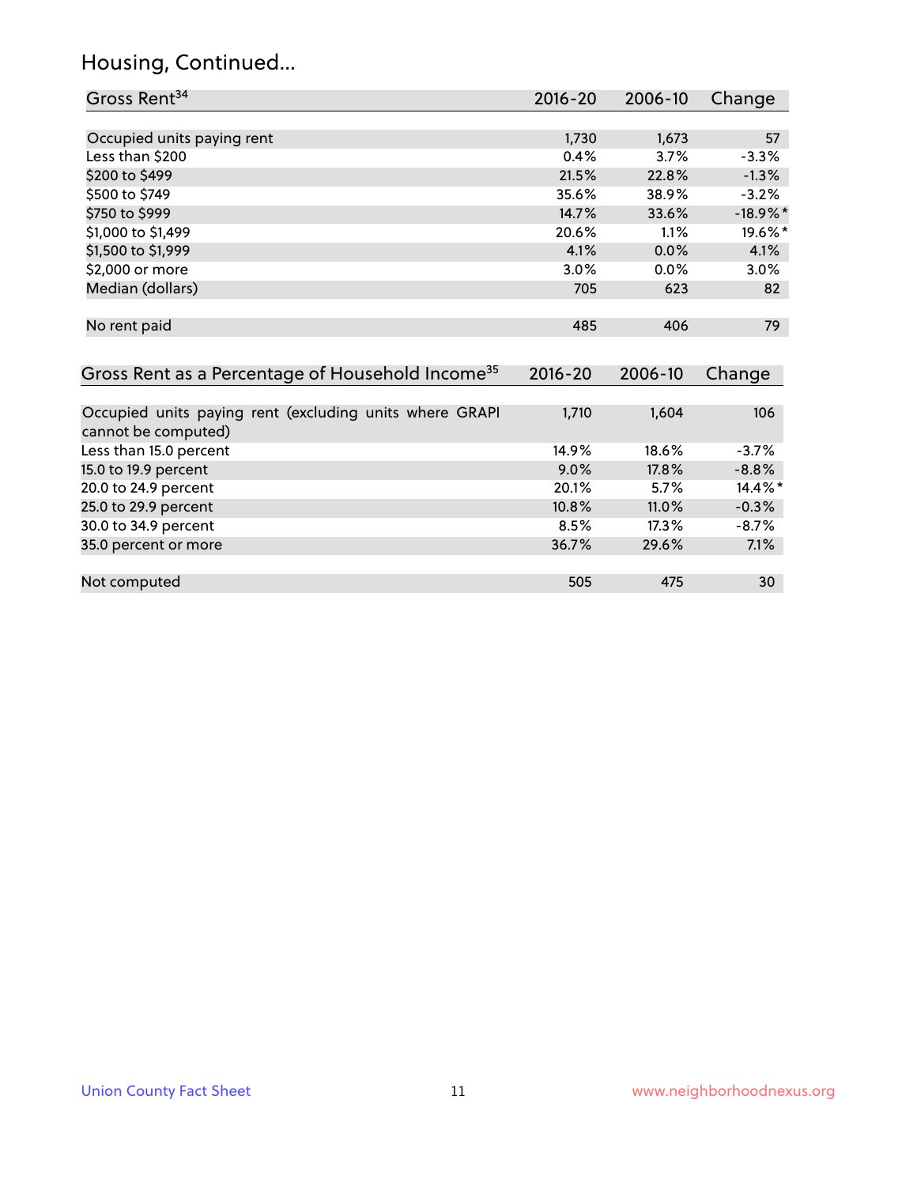## Housing, Continued...

| Gross Rent[34] | 2016-20 | 2006-10 | Change |
|---|---|---|---|
| Occupied units paying rent | 1,730 | 1,673 | 57 |
| Less than $200 | 0.4% | 3.7% | -3.3% |
| $200 to $499 | 21.5% | 22.8% | -1.3% |
| $500 to $749 | 35.6% | 38.9% | -3.2% |
| $750 to $999 | 14.7% | 33.6% | -18.9%* |
| $1,000 to $1,499 | 20.6% | 1.1% | 19.6%* |
| $1,500 to $1,999 | 4.1% | 0.0% | 4.1% |
| $2,000 or more | 3.0% | 0.0% | 3.0% |
| Median (dollars) | 705 | 623 | 82 |
| No rent paid | 485 | 406 | 79 |

| Gross Rent as a Percentage of Household Income[35] | 2016-20 | 2006-10 | Change |
|---|---|---|---|
| Occupied units paying rent (excluding units where GRAPI cannot be computed) | 1,710 | 1,604 | 106 |
| Less than 15.0 percent | 14.9% | 18.6% | -3.7% |
| 15.0 to 19.9 percent | 9.0% | 17.8% | -8.8% |
| 20.0 to 24.9 percent | 20.1% | 5.7% | 14.4%* |
| 25.0 to 29.9 percent | 10.8% | 11.0% | -0.3% |
| 30.0 to 34.9 percent | 8.5% | 17.3% | -8.7% |
| 35.0 percent or more | 36.7% | 29.6% | 7.1% |
| Not computed | 505 | 475 | 30 |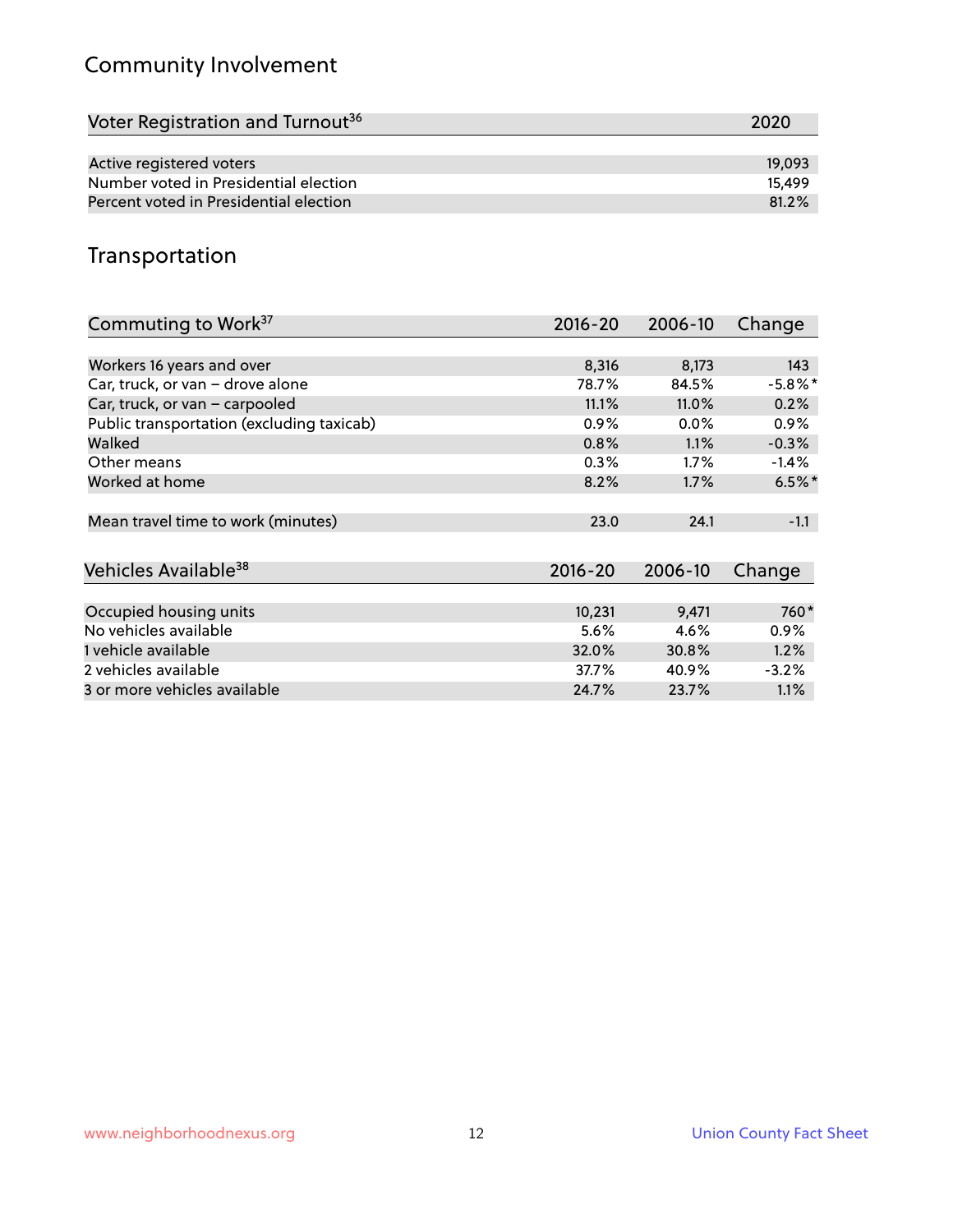## Community Involvement

| Voter Registration and Turnout[36] | 2020 |
|---|---|
| Active registered voters | 19,093 |
| Number voted in Presidential election | 15,499 |
| Percent voted in Presidential election | 81.2% |

## Transportation

| Commuting to Work[37] | 2016-20 | 2006-10 | Change |
|---|---|---|---|
| Workers 16 years and over | 8,316 | 8,173 | 143 |
| Car, truck, or van – drove alone | 78.7% | 84.5% | -5.8%* |
| Car, truck, or van – carpooled | 11.1% | 11.0% | 0.2% |
| Public transportation (excluding taxicab) | 0.9% | 0.0% | 0.9% |
| Walked | 0.8% | 1.1% | -0.3% |
| Other means | 0.3% | 1.7% | -1.4% |
| Worked at home | 8.2% | 1.7% | 6.5%* |
| Mean travel time to work (minutes) | 23.0 | 24.1 | -1.1 |

| Vehicles Available[38] | 2016-20 | 2006-10 | Change |
|---|---|---|---|
| Occupied housing units | 10,231 | 9,471 | 760* |
| No vehicles available | 5.6% | 4.6% | 0.9% |
| 1 vehicle available | 32.0% | 30.8% | 1.2% |
| 2 vehicles available | 37.7% | 40.9% | -3.2% |
| 3 or more vehicles available | 24.7% | 23.7% | 1.1% |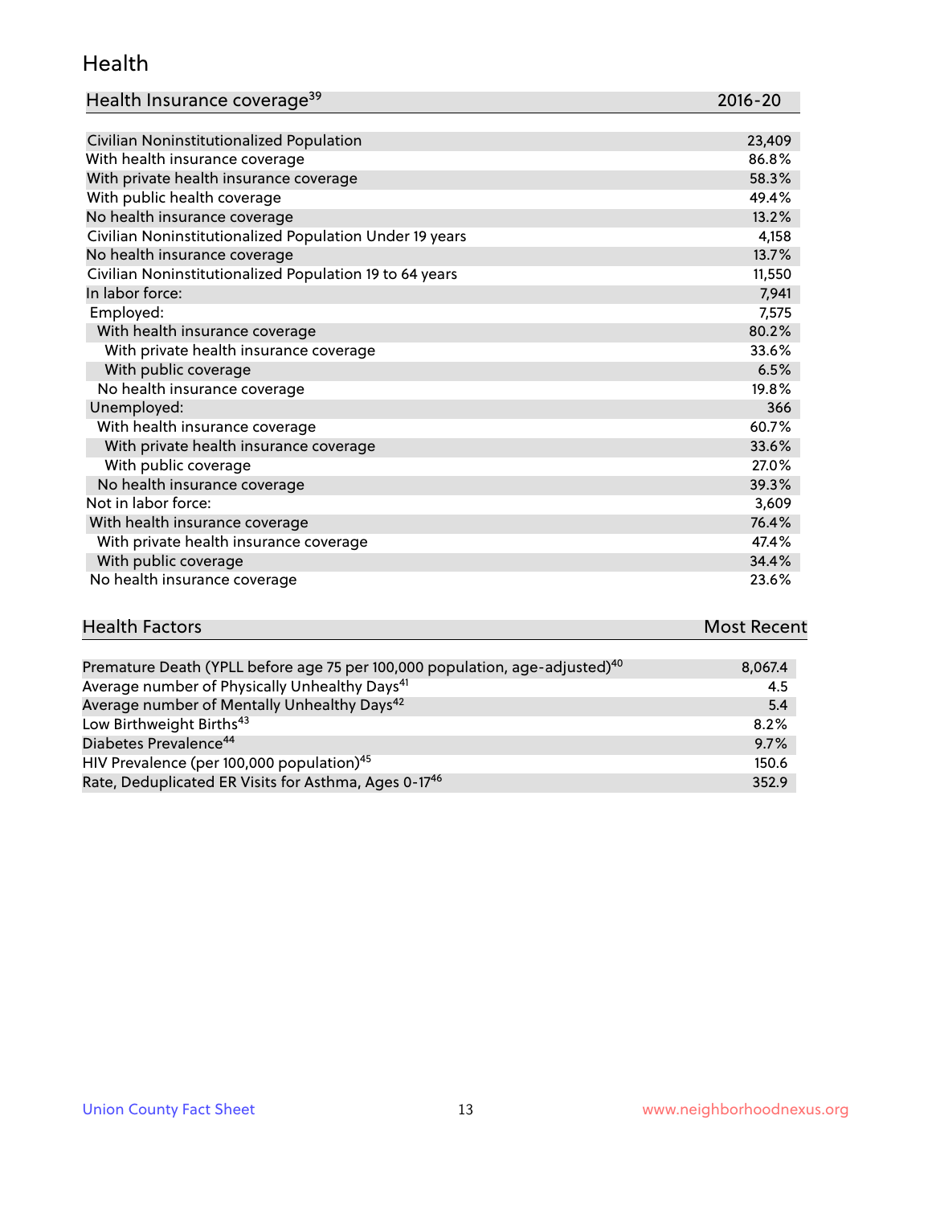# Health

| Health Insurance coverage[39] | 2016-20 |
| --- | --- |
| Civilian Noninstitutionalized Population | 23,409 |
| With health insurance coverage | 86.8% |
| With private health insurance coverage | 58.3% |
| With public health coverage | 49.4% |
| No health insurance coverage | 13.2% |
| Civilian Noninstitutionalized Population Under 19 years | 4,158 |
| No health insurance coverage | 13.7% |
| Civilian Noninstitutionalized Population 19 to 64 years | 11,550 |
| In labor force: | 7,941 |
| Employed: | 7,575 |
| With health insurance coverage | 80.2% |
| With private health insurance coverage | 33.6% |
| With public coverage | 6.5% |
| No health insurance coverage | 19.8% |
| Unemployed: | 366 |
| With health insurance coverage | 60.7% |
| With private health insurance coverage | 33.6% |
| With public coverage | 27.0% |
| No health insurance coverage | 39.3% |
| Not in labor force: | 3,609 |
| With health insurance coverage | 76.4% |
| With private health insurance coverage | 47.4% |
| With public coverage | 34.4% |
| No health insurance coverage | 23.6% |

| Health Factors | Most Recent |
| --- | --- |
| Premature Death (YPLL before age 75 per 100,000 population, age-adjusted)[40] | 8,067.4 |
| Average number of Physically Unhealthy Days[41] | 4.5 |
| Average number of Mentally Unhealthy Days[42] | 5.4 |
| Low Birthweight Births[43] | 8.2% |
| Diabetes Prevalence[44] | 9.7% |
| HIV Prevalence (per 100,000 population)[45] | 150.6 |
| Rate, Deduplicated ER Visits for Asthma, Ages 0-17[46] | 352.9 |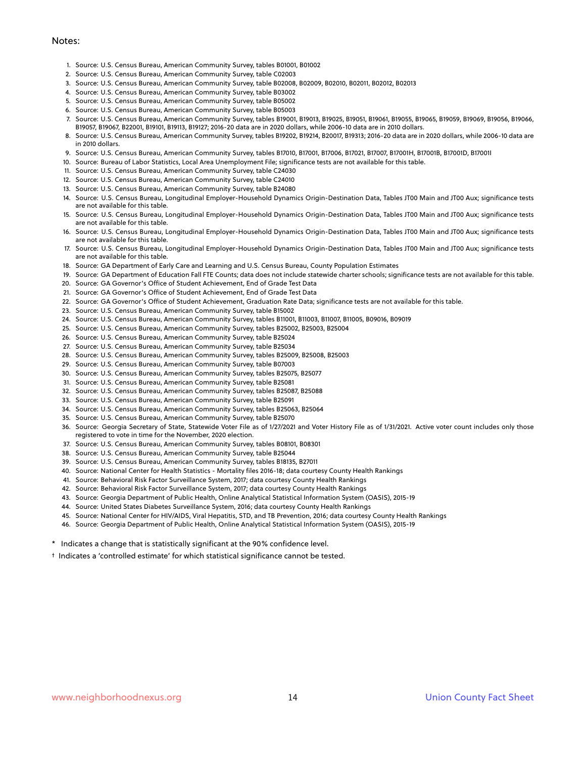Notes:

1. Source: U.S. Census Bureau, American Community Survey, tables B01001, B01002
2. Source: U.S. Census Bureau, American Community Survey, table C02003
3. Source: U.S. Census Bureau, American Community Survey, table B02008, B02009, B02010, B02011, B02012, B02013
4. Source: U.S. Census Bureau, American Community Survey, table B03002
5. Source: U.S. Census Bureau, American Community Survey, table B05002
6. Source: U.S. Census Bureau, American Community Survey, table B05003
7. Source: U.S. Census Bureau, American Community Survey, tables B19001, B19013, B19025, B19051, B19061, B19055, B19065, B19059, B19069, B19056, B19066, B19057, B19067, B22001, B19101, B19113, B19127; 2016-20 data are in 2020 dollars, while 2006-10 data are in 2010 dollars.
8. Source: U.S. Census Bureau, American Community Survey, tables B19202, B19214, B20017, B19313; 2016-20 data are in 2020 dollars, while 2006-10 data are in 2010 dollars.
9. Source: U.S. Census Bureau, American Community Survey, tables B17010, B17001, B17006, B17021, B17007, B17001H, B17001B, B17001D, B17001I
10. Source: Bureau of Labor Statistics, Local Area Unemployment File; significance tests are not available for this table.
11. Source: U.S. Census Bureau, American Community Survey, table C24030
12. Source: U.S. Census Bureau, American Community Survey, table C24010
13. Source: U.S. Census Bureau, American Community Survey, table B24080
14. Source: U.S. Census Bureau, Longitudinal Employer-Household Dynamics Origin-Destination Data, Tables JT00 Main and JT00 Aux; significance tests are not available for this table.
15. Source: U.S. Census Bureau, Longitudinal Employer-Household Dynamics Origin-Destination Data, Tables JT00 Main and JT00 Aux; significance tests are not available for this table.
16. Source: U.S. Census Bureau, Longitudinal Employer-Household Dynamics Origin-Destination Data, Tables JT00 Main and JT00 Aux; significance tests are not available for this table.
17. Source: U.S. Census Bureau, Longitudinal Employer-Household Dynamics Origin-Destination Data, Tables JT00 Main and JT00 Aux; significance tests are not available for this table.
18. Source: GA Department of Early Care and Learning and U.S. Census Bureau, County Population Estimates
19. Source: GA Department of Education Fall FTE Counts; data does not include statewide charter schools; significance tests are not available for this table.
20. Source: GA Governor's Office of Student Achievement, End of Grade Test Data
21. Source: GA Governor's Office of Student Achievement, End of Grade Test Data
22. Source: GA Governor's Office of Student Achievement, Graduation Rate Data; significance tests are not available for this table.
23. Source: U.S. Census Bureau, American Community Survey, table B15002
24. Source: U.S. Census Bureau, American Community Survey, tables B11001, B11003, B11007, B11005, B09016, B09019
25. Source: U.S. Census Bureau, American Community Survey, tables B25002, B25003, B25004
26. Source: U.S. Census Bureau, American Community Survey, table B25024
27. Source: U.S. Census Bureau, American Community Survey, table B25034
28. Source: U.S. Census Bureau, American Community Survey, tables B25009, B25008, B25003
29. Source: U.S. Census Bureau, American Community Survey, table B07003
30. Source: U.S. Census Bureau, American Community Survey, tables B25075, B25077
31. Source: U.S. Census Bureau, American Community Survey, table B25081
32. Source: U.S. Census Bureau, American Community Survey, tables B25087, B25088
33. Source: U.S. Census Bureau, American Community Survey, table B25091
34. Source: U.S. Census Bureau, American Community Survey, tables B25063, B25064
35. Source: U.S. Census Bureau, American Community Survey, table B25070
36. Source: Georgia Secretary of State, Statewide Voter File as of 1/27/2021 and Voter History File as of 1/31/2021. Active voter count includes only those registered to vote in time for the November, 2020 election.
37. Source: U.S. Census Bureau, American Community Survey, tables B08101, B08301
38. Source: U.S. Census Bureau, American Community Survey, table B25044
39. Source: U.S. Census Bureau, American Community Survey, tables B18135, B27011
40. Source: National Center for Health Statistics - Mortality files 2016-18; data courtesy County Health Rankings
41. Source: Behavioral Risk Factor Surveillance System, 2017; data courtesy County Health Rankings
42. Source: Behavioral Risk Factor Surveillance System, 2017; data courtesy County Health Rankings
43. Source: Georgia Department of Public Health, Online Analytical Statistical Information System (OASIS), 2015-19
44. Source: United States Diabetes Surveillance System, 2016; data courtesy County Health Rankings
45. Source: National Center for HIV/AIDS, Viral Hepatitis, STD, and TB Prevention, 2016; data courtesy County Health Rankings
46. Source: Georgia Department of Public Health, Online Analytical Statistical Information System (OASIS), 2015-19

\* Indicates a change that is statistically significant at the 90% confidence level.

† Indicates a 'controlled estimate' for which statistical significance cannot be tested.